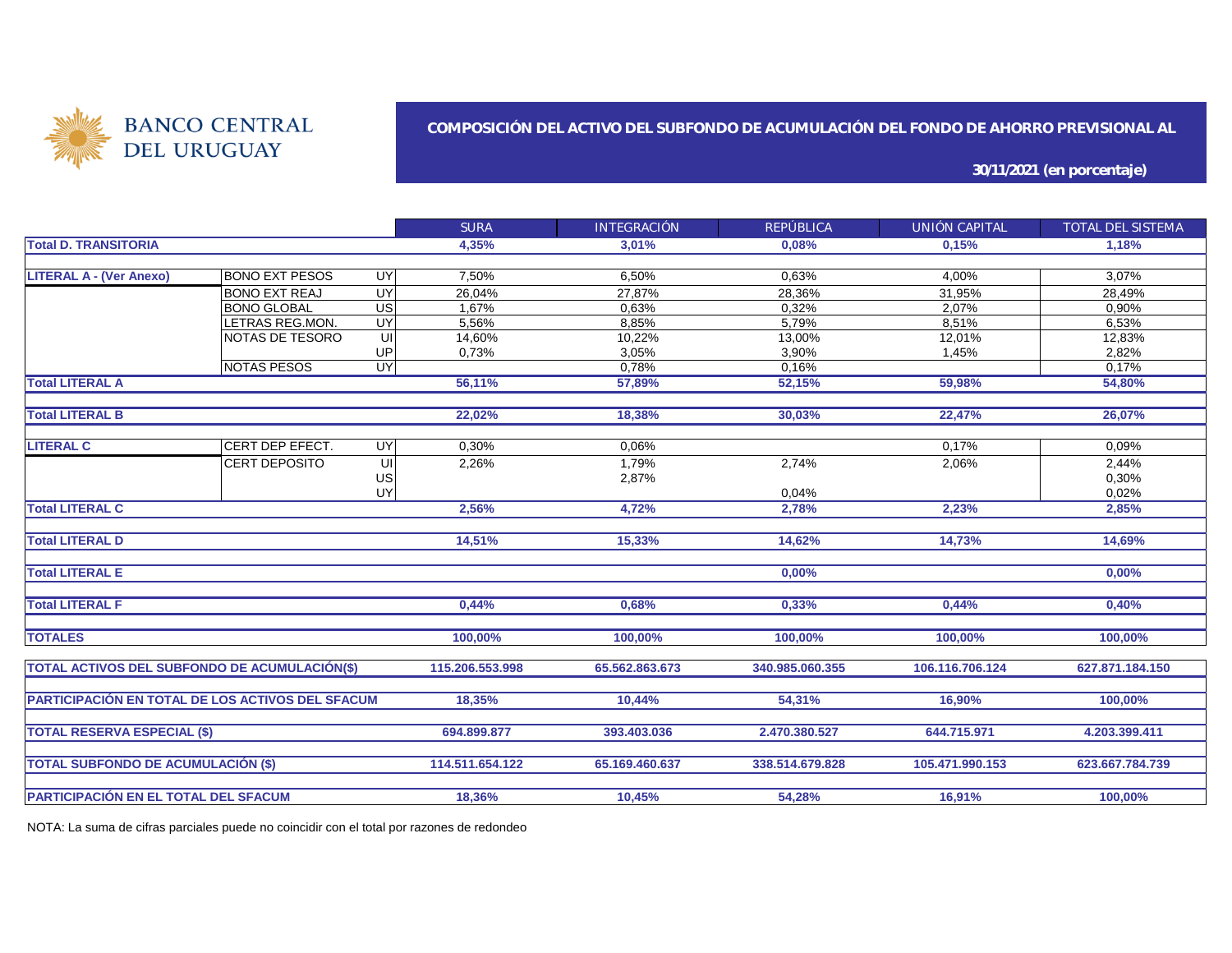BANCO CENTRAL DEL URUGUAY

## COMPOSICIÓN DEL ACTIVO DEL SUBFONDO DE ACUMULACIÓN DEL FONDO DE AHORRO PREVISIONAL AL

**30/11/2021 (en porcentaje)**

| | | | SURA | INTEGRACIÓN | REPÚBLICA | UNIÓN CAPITAL | TOTAL DEL SISTEMA |
|---|---|---|---|---|---|---|---|
| **Total D. TRANSITORIA** | | | **4,35%** | **3,01%** | **0,08%** | **0,15%** | **1,18%** |
| **LITERAL A - (Ver Anexo)** | BONO EXT PESOS | UY | 7,50% | 6,50% | 0,63% | 4,00% | 3,07% |
| | BONO EXT REAJ | UY | 26,04% | 27,87% | 28,36% | 31,95% | 28,49% |
| | BONO GLOBAL | US | 1,67% | 0,63% | 0,32% | 2,07% | 0,90% |
| | LETRAS REG.MON. | UY | 5,56% | 8,85% | 5,79% | 8,51% | 6,53% |
| | NOTAS DE TESORO | UI | 14,60% | 10,22% | 13,00% | 12,01% | 12,83% |
| | | UP | 0,73% | 3,05% | 3,90% | 1,45% | 2,82% |
| | NOTAS PESOS | UY | | 0,78% | 0,16% | | 0,17% |
| **Total LITERAL A** | | | **56,11%** | **57,89%** | **52,15%** | **59,98%** | **54,80%** |
| **Total LITERAL B** | | | **22,02%** | **18,38%** | **30,03%** | **22,47%** | **26,07%** |
| **LITERAL C** | CERT DEP EFECT. | UY | 0,30% | 0,06% | | 0,17% | 0,09% |
| | CERT DEPOSITO | UI | 2,26% | 1,79% | 2,74% | 2,06% | 2,44% |
| | | US | | 2,87% | | | 0,30% |
| | | UY | | | 0,04% | | 0,02% |
| **Total LITERAL C** | | | **2,56%** | **4,72%** | **2,78%** | **2,23%** | **2,85%** |
| **Total LITERAL D** | | | **14,51%** | **15,33%** | **14,62%** | **14,73%** | **14,69%** |
| **Total LITERAL E** | | | | | **0,00%** | | **0,00%** |
| **Total LITERAL F** | | | **0,44%** | **0,68%** | **0,33%** | **0,44%** | **0,40%** |
| **TOTALES** | | | **100,00%** | **100,00%** | **100,00%** | **100,00%** | **100,00%** |
| **TOTAL ACTIVOS DEL SUBFONDO DE ACUMULACIÓN($)** | | | **115.206.553.998** | **65.562.863.673** | **340.985.060.355** | **106.116.706.124** | **627.871.184.150** |
| **PARTICIPACIÓN EN TOTAL DE LOS ACTIVOS DEL SFACUM** | | | **18,35%** | **10,44%** | **54,31%** | **16,90%** | **100,00%** |
| **TOTAL RESERVA ESPECIAL ($)** | | | **694.899.877** | **393.403.036** | **2.470.380.527** | **644.715.971** | **4.203.399.411** |
| **TOTAL SUBFONDO DE ACUMULACIÓN ($)** | | | **114.511.654.122** | **65.169.460.637** | **338.514.679.828** | **105.471.990.153** | **623.667.784.739** |
| **PARTICIPACIÓN EN EL TOTAL DEL SFACUM** | | | **18,36%** | **10,45%** | **54,28%** | **16,91%** | **100,00%** |

NOTA: La suma de cifras parciales puede no coincidir con el total por razones de redondeo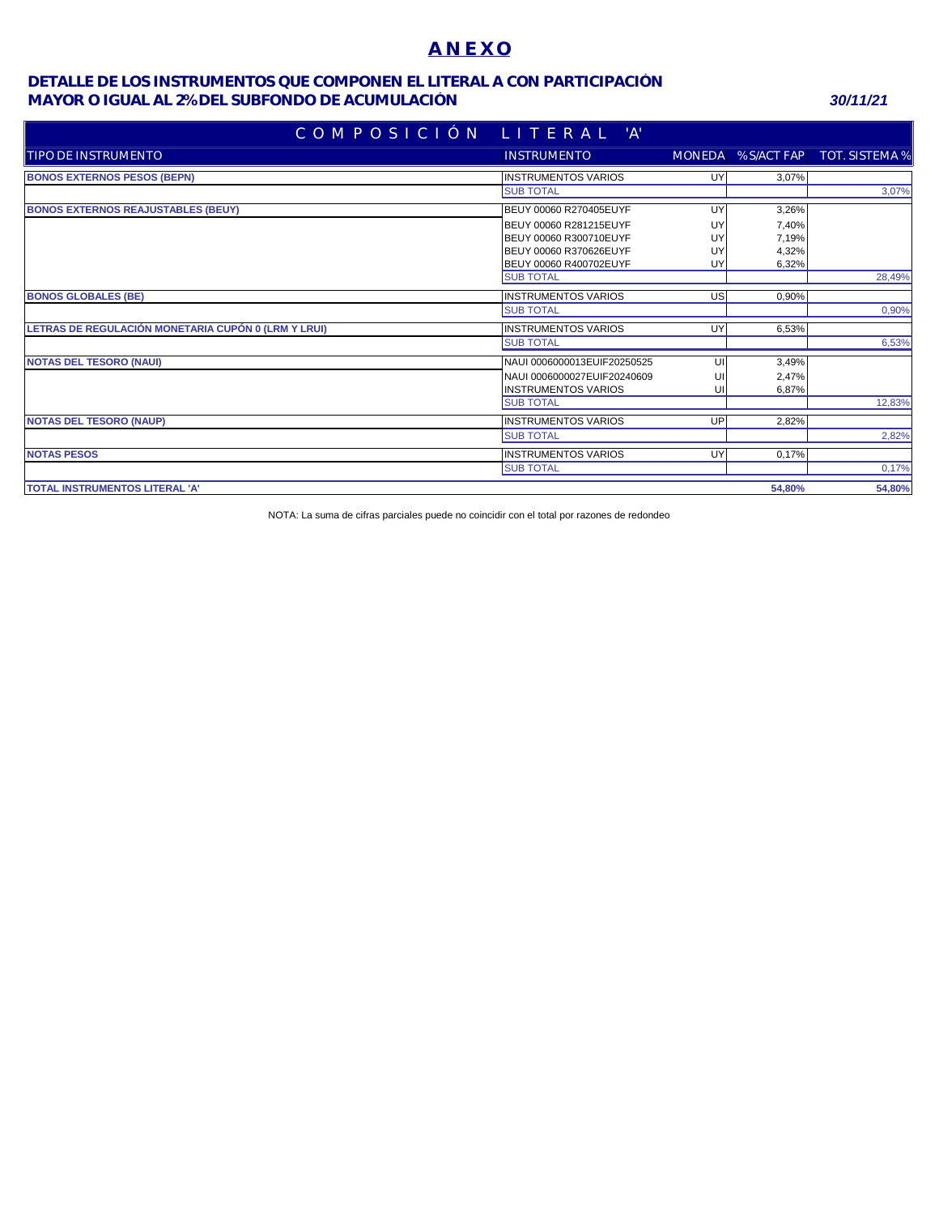# ANEXO

## DETALLE DE LOS INSTRUMENTOS QUE COMPONEN EL LITERAL A CON PARTICIPACIÓN MAYOR O IGUAL AL 2% DEL SUBFONDO DE ACUMULACIÓN

***30/11/21***

| COMPOSICIÓN LITERAL 'A' | | | | |
|---|---|---|---|---|
| TIPO DE INSTRUMENTO | INSTRUMENTO | MONEDA | % S/ACT FAP | TOT. SISTEMA % |
| **BONOS EXTERNOS PESOS (BEPN)** | INSTRUMENTOS VARIOS | UY | 3,07% | |
| | SUB TOTAL | | | 3,07% |
| **BONOS EXTERNOS REAJUSTABLES (BEUY)** | BEUY 00060 R270405EUYF | UY | 3,26% | |
| | BEUY 00060 R281215EUYF | UY | 7,40% | |
| | BEUY 00060 R300710EUYF | UY | 7,19% | |
| | BEUY 00060 R370626EUYF | UY | 4,32% | |
| | BEUY 00060 R400702EUYF | UY | 6,32% | |
| | SUB TOTAL | | | 28,49% |
| **BONOS GLOBALES (BE)** | INSTRUMENTOS VARIOS | US | 0,90% | |
| | SUB TOTAL | | | 0,90% |
| **LETRAS DE REGULACIÓN MONETARIA CUPÓN 0 (LRM Y LRUI)** | INSTRUMENTOS VARIOS | UY | 6,53% | |
| | SUB TOTAL | | | 6,53% |
| **NOTAS DEL TESORO (NAUI)** | NAUI 0006000013EUIF20250525 | UI | 3,49% | |
| | NAUI 0006000027EUIF20240609 | UI | 2,47% | |
| | INSTRUMENTOS VARIOS | UI | 6,87% | |
| | SUB TOTAL | | | 12,83% |
| **NOTAS DEL TESORO (NAUP)** | INSTRUMENTOS VARIOS | UP | 2,82% | |
| | SUB TOTAL | | | 2,82% |
| **NOTAS PESOS** | INSTRUMENTOS VARIOS | UY | 0,17% | |
| | SUB TOTAL | | | 0,17% |
| **TOTAL INSTRUMENTOS LITERAL 'A'** | | | **54,80%** | **54,80%** |

NOTA: La suma de cifras parciales puede no coincidir con el total por razones de redondeo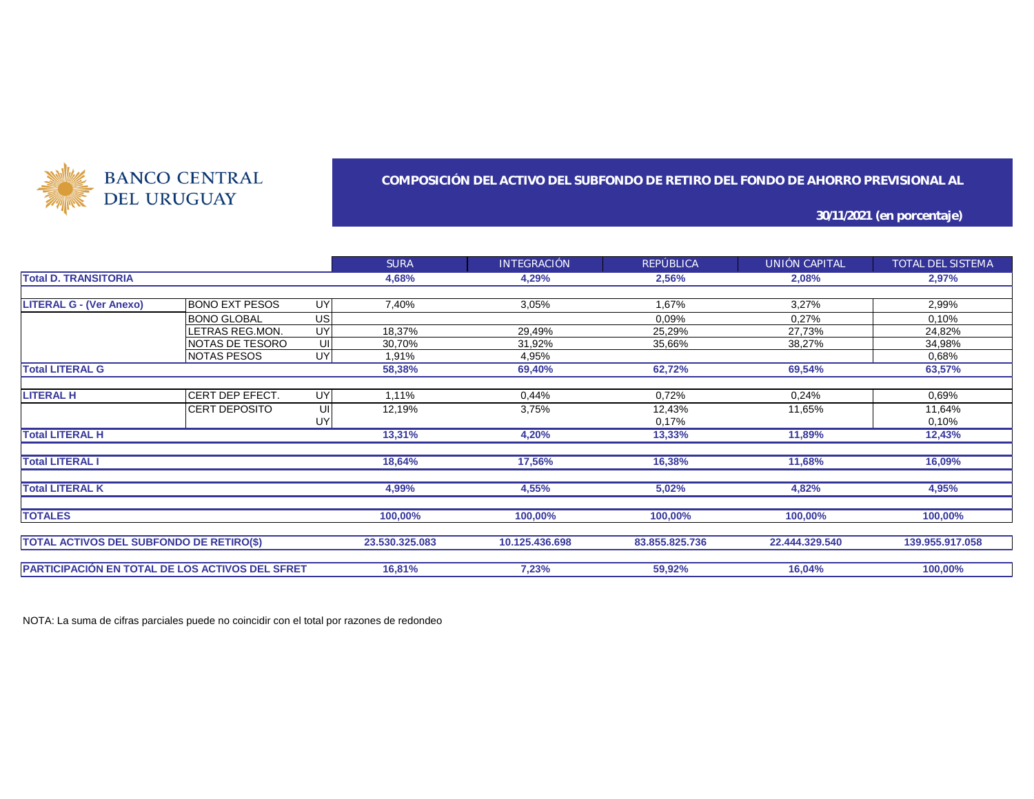BANCO CENTRAL DEL URUGUAY

## COMPOSICIÓN DEL ACTIVO DEL SUBFONDO DE RETIRO DEL FONDO DE AHORRO PREVISIONAL AL

**30/11/2021 (en porcentaje)**

| | | | SURA | INTEGRACIÓN | REPÚBLICA | UNIÓN CAPITAL | TOTAL DEL SISTEMA |
|---|---|---|---|---|---|---|---|
| **Total D. TRANSITORIA** | | | **4,68%** | **4,29%** | **2,56%** | **2,08%** | **2,97%** |
| **LITERAL G - (Ver Anexo)** | BONO EXT PESOS | UY | 7,40% | 3,05% | 1,67% | 3,27% | 2,99% |
| | BONO GLOBAL | US | | | 0,09% | 0,27% | 0,10% |
| | LETRAS REG.MON. | UY | 18,37% | 29,49% | 25,29% | 27,73% | 24,82% |
| | NOTAS DE TESORO | UI | 30,70% | 31,92% | 35,66% | 38,27% | 34,98% |
| | NOTAS PESOS | UY | 1,91% | 4,95% | | | 0,68% |
| **Total LITERAL G** | | | **58,38%** | **69,40%** | **62,72%** | **69,54%** | **63,57%** |
| **LITERAL H** | CERT DEP EFECT. | UY | 1,11% | 0,44% | 0,72% | 0,24% | 0,69% |
| | CERT DEPOSITO | UI | 12,19% | 3,75% | 12,43% | 11,65% | 11,64% |
| | | UY | | | 0,17% | | 0,10% |
| **Total LITERAL H** | | | **13,31%** | **4,20%** | **13,33%** | **11,89%** | **12,43%** |
| **Total LITERAL I** | | | **18,64%** | **17,56%** | **16,38%** | **11,68%** | **16,09%** |
| **Total LITERAL K** | | | **4,99%** | **4,55%** | **5,02%** | **4,82%** | **4,95%** |
| **TOTALES** | | | **100,00%** | **100,00%** | **100,00%** | **100,00%** | **100,00%** |
| **TOTAL ACTIVOS DEL SUBFONDO DE RETIRO($)** | | | **23.530.325.083** | **10.125.436.698** | **83.855.825.736** | **22.444.329.540** | **139.955.917.058** |
| **PARTICIPACIÓN EN TOTAL DE LOS ACTIVOS DEL SFRET** | | | **16,81%** | **7,23%** | **59,92%** | **16,04%** | **100,00%** |

NOTA: La suma de cifras parciales puede no coincidir con el total por razones de redondeo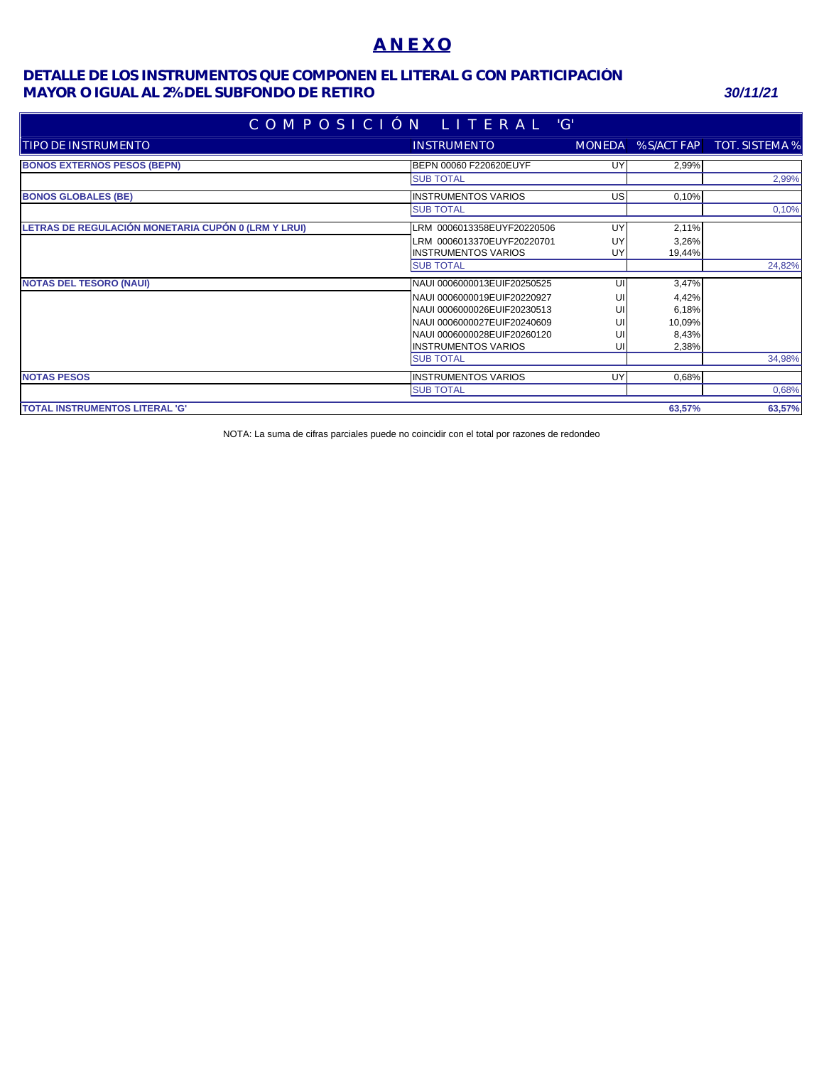# ANEXO

## DETALLE DE LOS INSTRUMENTOS QUE COMPONEN EL LITERAL G CON PARTICIPACIÓN MAYOR O IGUAL AL 2% DEL SUBFONDO DE RETIRO

*30/11/21*

| COMPOSICIÓN LITERAL 'G' | | | | |
|---|---|---|---|---|
| TIPO DE INSTRUMENTO | INSTRUMENTO | MONEDA | % S/ACT FAP | TOT. SISTEMA % |
| **BONOS EXTERNOS PESOS (BEPN)** | BEPN 00060 F220620EUYF | UY | 2,99% | |
| | SUB TOTAL | | | 2,99% |
| **BONOS GLOBALES (BE)** | INSTRUMENTOS VARIOS | US | 0,10% | |
| | SUB TOTAL | | | 0,10% |
| **LETRAS DE REGULACIÓN MONETARIA CUPÓN 0 (LRM Y LRUI)** | LRM 0006013358EUYF20220506 | UY | 2,11% | |
| | LRM 0006013370EUYF20220701 | UY | 3,26% | |
| | INSTRUMENTOS VARIOS | UY | 19,44% | |
| | SUB TOTAL | | | 24,82% |
| **NOTAS DEL TESORO (NAUI)** | NAUI 0006000013EUIF20250525 | UI | 3,47% | |
| | NAUI 0006000019EUIF20220927 | UI | 4,42% | |
| | NAUI 0006000026EUIF20230513 | UI | 6,18% | |
| | NAUI 0006000027EUIF20240609 | UI | 10,09% | |
| | NAUI 0006000028EUIF20260120 | UI | 8,43% | |
| | INSTRUMENTOS VARIOS | UI | 2,38% | |
| | SUB TOTAL | | | 34,98% |
| **NOTAS PESOS** | INSTRUMENTOS VARIOS | UY | 0,68% | |
| | SUB TOTAL | | | 0,68% |
| **TOTAL INSTRUMENTOS LITERAL 'G'** | | | **63,57%** | **63,57%** |

NOTA: La suma de cifras parciales puede no coincidir con el total por razones de redondeo